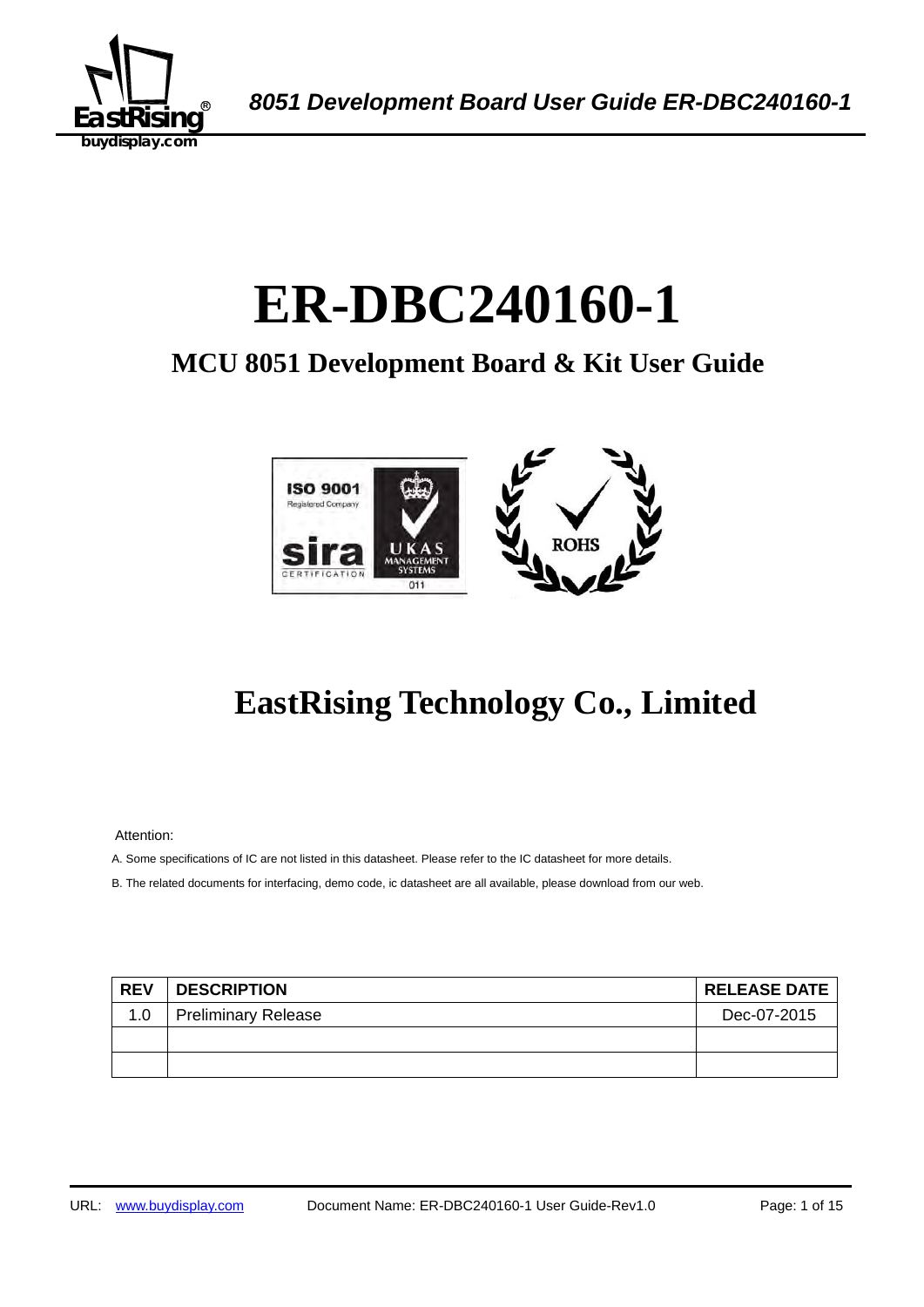# ER-DBC240160-1

## MCU 8051 Development Board & Kit User Guide

## EastRising Technology Co., Limited

Attention:

A. Some specifications of IC are not listed in this datasheet. Please refer to the IC datasheet for more details.

B. The related documents for interfacing, demo code, ic datasheet are all available, please download from our web.

| REV | DESCRIPTION | RELEASE DATE |
|---|---|---|
| 1.0 | Preliminary Release | Dec-07-2015 |
| | | |
| | | |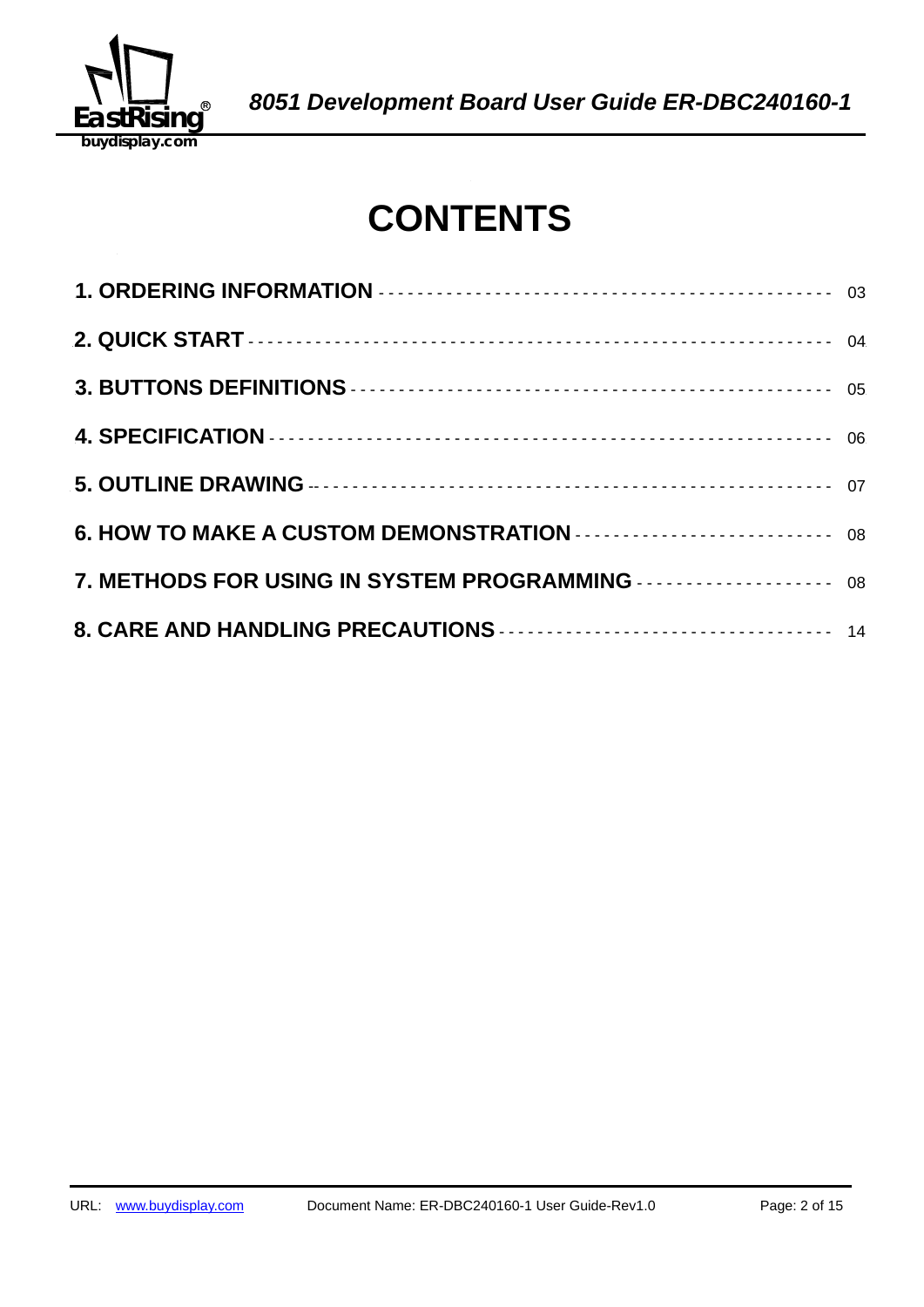# CONTENTS

| | |
|---|---|
| **1. ORDERING INFORMATION** | 03 |
| **2. QUICK START** | 04 |
| **3. BUTTONS DEFINITIONS** | 05 |
| **4. SPECIFICATION** | 06 |
| **5. OUTLINE DRAWING** | 07 |
| **6. HOW TO MAKE A CUSTOM DEMONSTRATION** | 08 |
| **7. METHODS FOR USING IN SYSTEM PROGRAMMING** | 08 |
| **8. CARE AND HANDLING PRECAUTIONS** | 14 |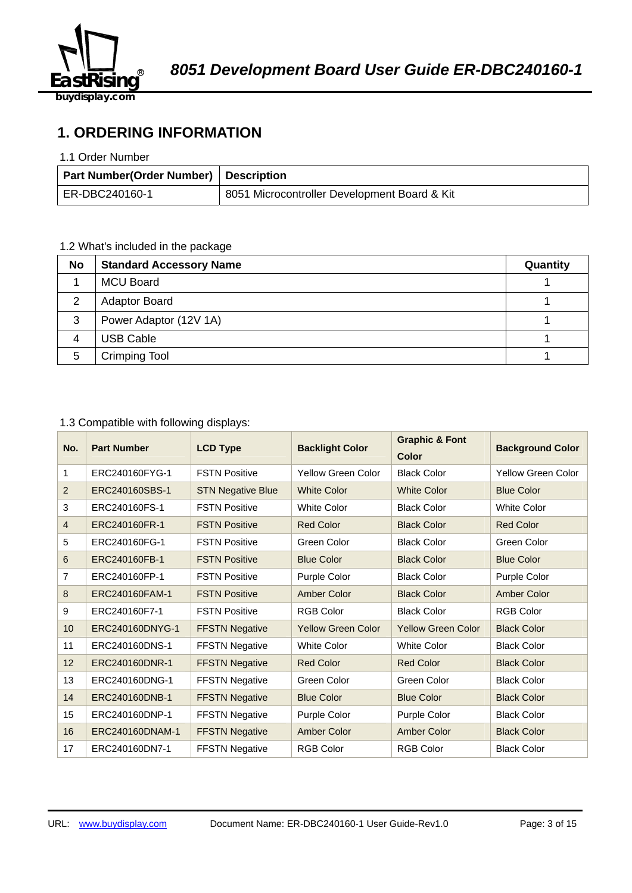# 1. ORDERING INFORMATION

1.1 Order Number

| Part Number(Order Number) | Description |
|---|---|
| ER-DBC240160-1 | 8051 Microcontroller Development Board & Kit |

1.2 What's included in the package

| No | Standard Accessory Name | Quantity |
|---|---|---|
| 1 | MCU Board | 1 |
| 2 | Adaptor Board | 1 |
| 3 | Power Adaptor (12V 1A) | 1 |
| 4 | USB Cable | 1 |
| 5 | Crimping Tool | 1 |

1.3 Compatible with following displays:

| No. | Part Number | LCD Type | Backlight Color | Graphic & Font Color | Background Color |
|---|---|---|---|---|---|
| 1 | ERC240160FYG-1 | FSTN Positive | Yellow Green Color | Black Color | Yellow Green Color |
| 2 | ERC240160SBS-1 | STN Negative Blue | White Color | White Color | Blue Color |
| 3 | ERC240160FS-1 | FSTN Positive | White Color | Black Color | White Color |
| 4 | ERC240160FR-1 | FSTN Positive | Red Color | Black Color | Red Color |
| 5 | ERC240160FG-1 | FSTN Positive | Green Color | Black Color | Green Color |
| 6 | ERC240160FB-1 | FSTN Positive | Blue Color | Black Color | Blue Color |
| 7 | ERC240160FP-1 | FSTN Positive | Purple Color | Black Color | Purple Color |
| 8 | ERC240160FAM-1 | FSTN Positive | Amber Color | Black Color | Amber Color |
| 9 | ERC240160F7-1 | FSTN Positive | RGB Color | Black Color | RGB Color |
| 10 | ERC240160DNYG-1 | FFSTN Negative | Yellow Green Color | Yellow Green Color | Black Color |
| 11 | ERC240160DNS-1 | FFSTN Negative | White Color | White Color | Black Color |
| 12 | ERC240160DNR-1 | FFSTN Negative | Red Color | Red Color | Black Color |
| 13 | ERC240160DNG-1 | FFSTN Negative | Green Color | Green Color | Black Color |
| 14 | ERC240160DNB-1 | FFSTN Negative | Blue Color | Blue Color | Black Color |
| 15 | ERC240160DNP-1 | FFSTN Negative | Purple Color | Purple Color | Black Color |
| 16 | ERC240160DNAM-1 | FFSTN Negative | Amber Color | Amber Color | Black Color |
| 17 | ERC240160DN7-1 | FFSTN Negative | RGB Color | RGB Color | Black Color |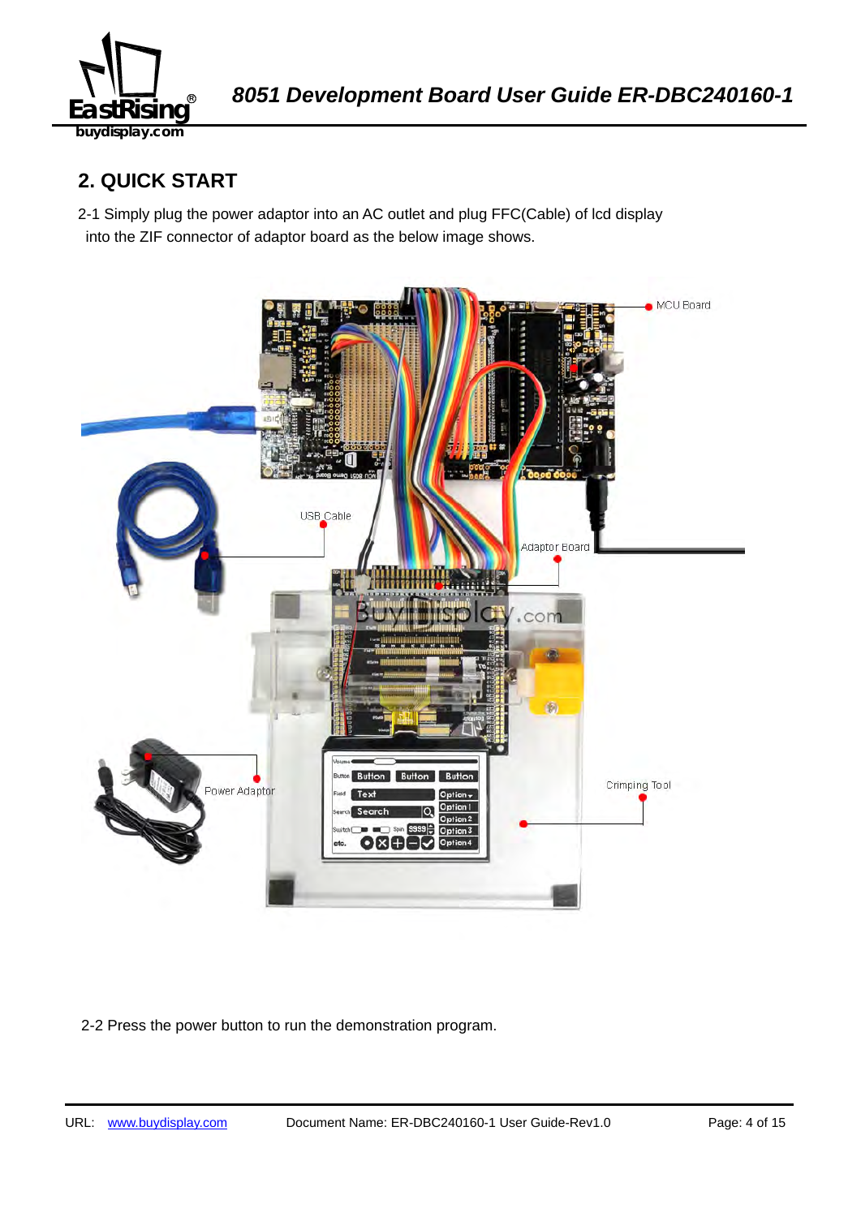## 2. QUICK START

2-1 Simply plug the power adaptor into an AC outlet and plug FFC(Cable) of lcd display into the ZIF connector of adaptor board as the below image shows.

2-2 Press the power button to run the demonstration program.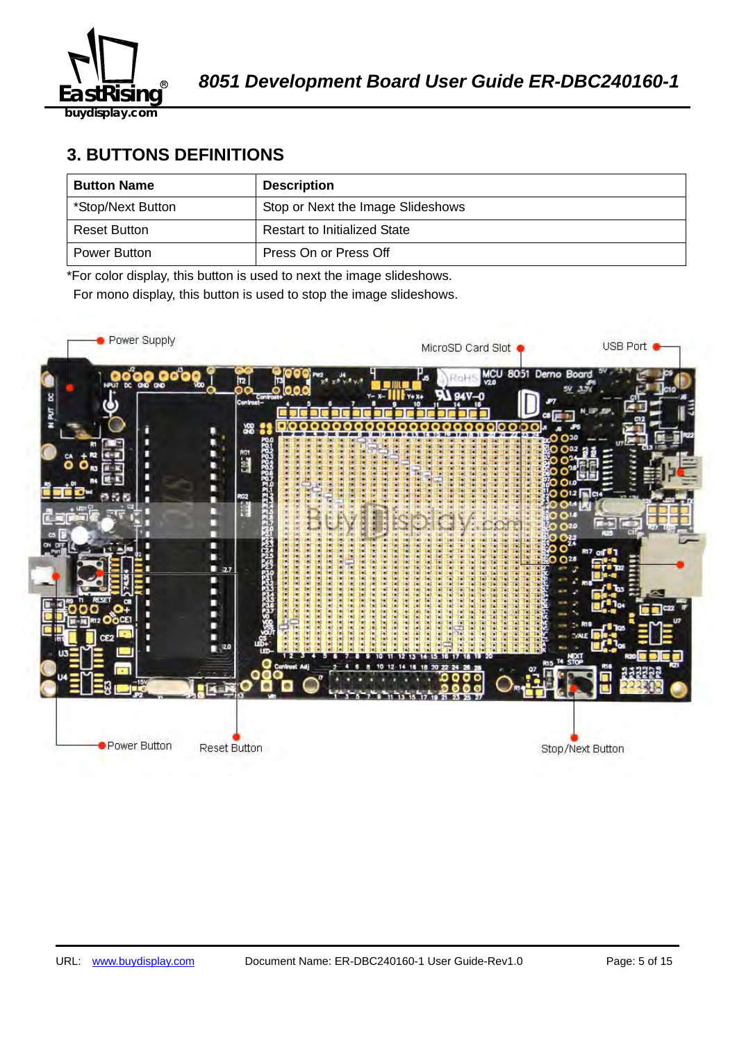## 3. BUTTONS DEFINITIONS

| Button Name | Description |
|---|---|
| *Stop/Next Button | Stop or Next the Image Slideshows |
| Reset Button | Restart to Initialized State |
| Power Button | Press On or Press Off |

*For color display, this button is used to next the image slideshows.
For mono display, this button is used to stop the image slideshows.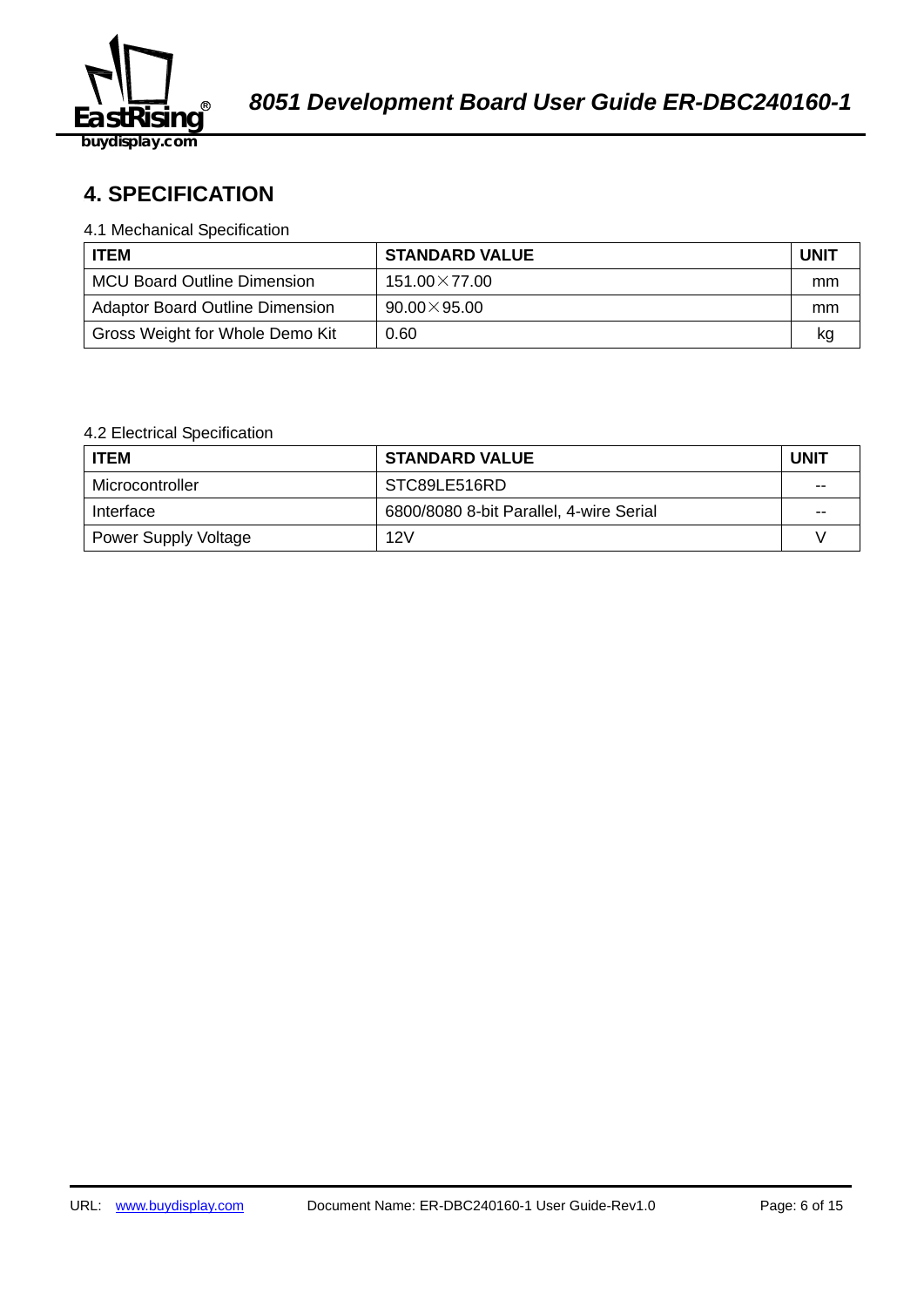# 4. SPECIFICATION

4.1 Mechanical Specification

| ITEM | STANDARD VALUE | UNIT |
|---|---|---|
| MCU Board Outline Dimension | 151.00×77.00 | mm |
| Adaptor Board Outline Dimension | 90.00×95.00 | mm |
| Gross Weight for Whole Demo Kit | 0.60 | kg |

4.2 Electrical Specification

| ITEM | STANDARD VALUE | UNIT |
|---|---|---|
| Microcontroller | STC89LE516RD | -- |
| Interface | 6800/8080 8-bit Parallel, 4-wire Serial | -- |
| Power Supply Voltage | 12V | V |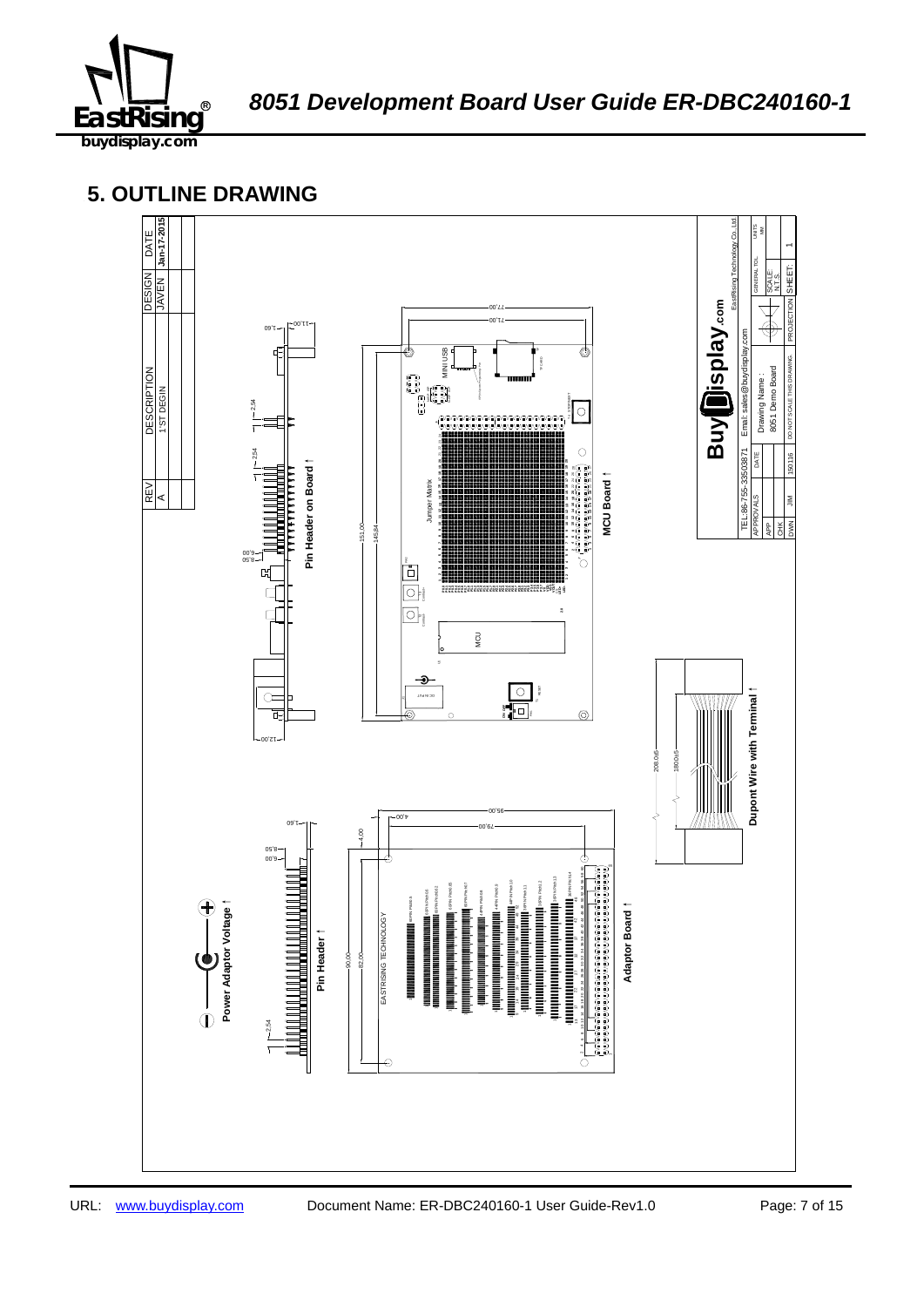## 5. OUTLINE DRAWING

| REV | DESCRIPTION | DESIGN | DATE |
|---|---|---|---|
| A | 1'ST DEGIN | JAVEN | Jan-17-2015 |
| | | | |

Pin Header on Board ↑

MCU Board ↑

Dupont Wire with Terminal ↑

Power Adaptor Voltage ↑

Pin Header ↑

Adaptor Board ↑

BuyDisplay.com

EastRising Technology Co.,Ltd.

TEL:86-755-33503871 | Email: sales@buydisplay.com

| APPROVALS | DATE | Drawing Name : 8051 Demo Board | GENERAL TOL. | UNITS MM |
|---|---|---|---|---|
| APP | | | SCALE N.T.S. | |
| CHK | | | | |
| DWN | JIM | 150116 | DO NOT SCALE THIS DRAWING. | PROJECTION | SHEET: 1 |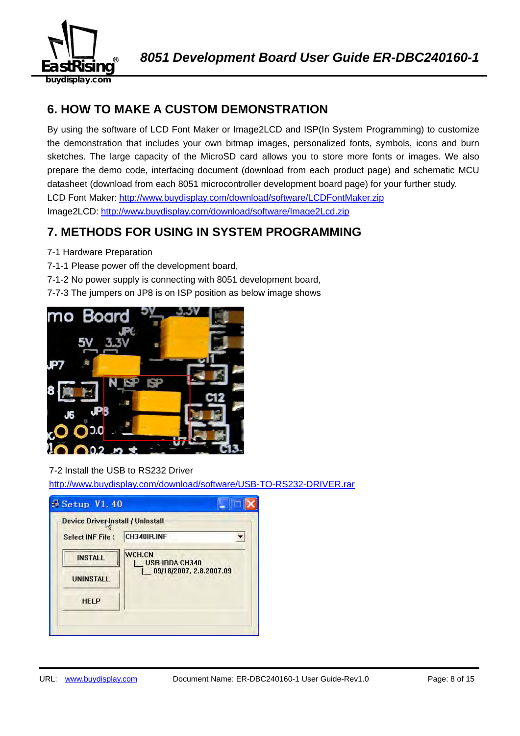## 6. HOW TO MAKE A CUSTOM DEMONSTRATION

By using the software of LCD Font Maker or Image2LCD and ISP(In System Programming) to customize the demonstration that includes your own bitmap images, personalized fonts, symbols, icons and burn sketches. The large capacity of the MicroSD card allows you to store more fonts or images. We also prepare the demo code, interfacing document (download from each product page) and schematic MCU datasheet (download from each 8051 microcontroller development board page) for your further study.

LCD Font Maker: http://www.buydisplay.com/download/software/LCDFontMaker.zip

Image2LCD: http://www.buydisplay.com/download/software/Image2Lcd.zip

## 7. METHODS FOR USING IN SYSTEM PROGRAMMING

7-1 Hardware Preparation

7-1-1 Please power off the development board,

7-1-2 No power supply is connecting with 8051 development board,

7-7-3 The jumpers on JP8 is on ISP position as below image shows

7-2 Install the USB to RS232 Driver

http://www.buydisplay.com/download/software/USB-TO-RS232-DRIVER.rar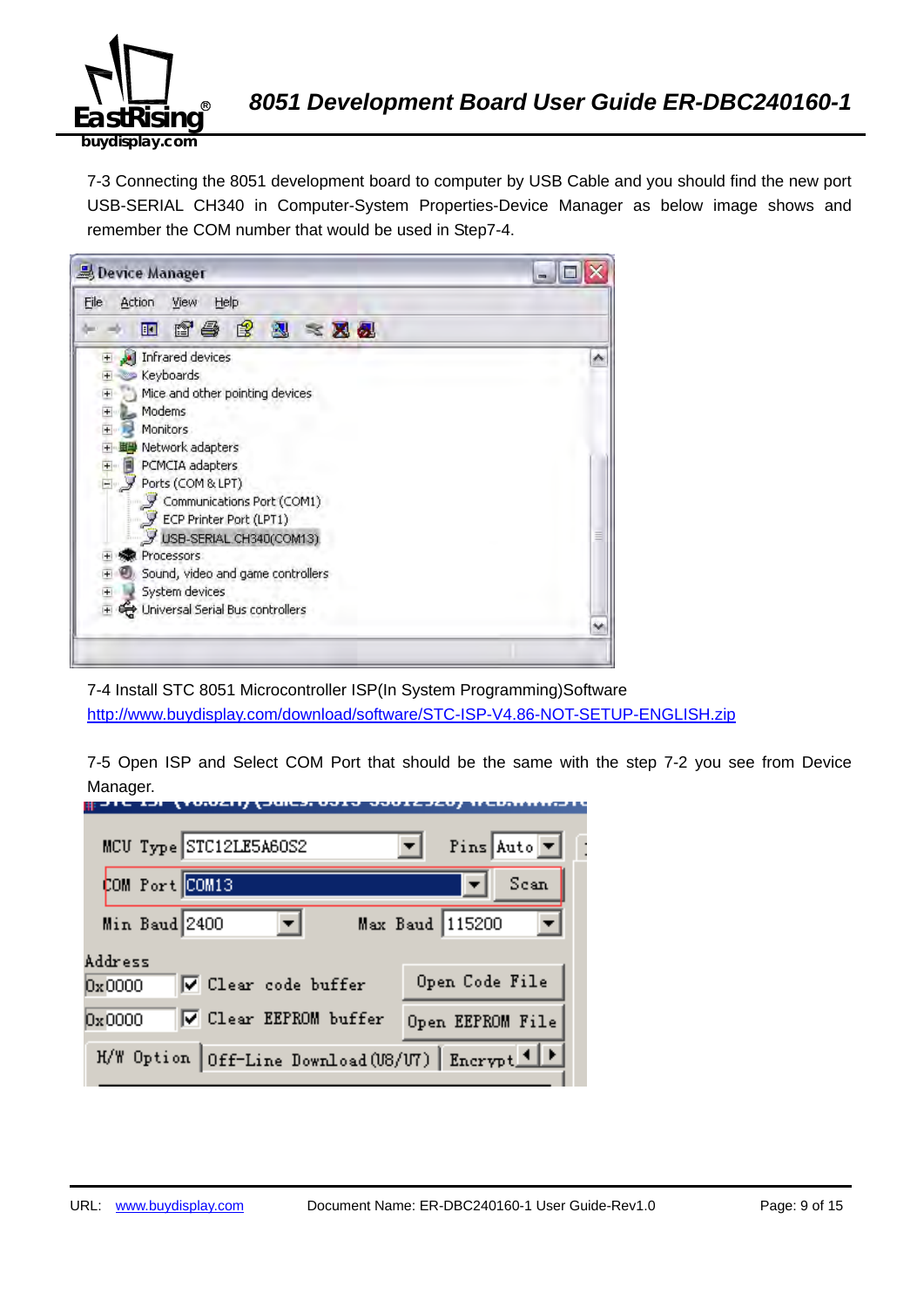7-3 Connecting the 8051 development board to computer by USB Cable and you should find the new port USB-SERIAL CH340 in Computer-System Properties-Device Manager as below image shows and remember the COM number that would be used in Step7-4.

7-4 Install STC 8051 Microcontroller ISP(In System Programming)Software
http://www.buydisplay.com/download/software/STC-ISP-V4.86-NOT-SETUP-ENGLISH.zip

7-5 Open ISP and Select COM Port that should be the same with the step 7-2 you see from Device Manager.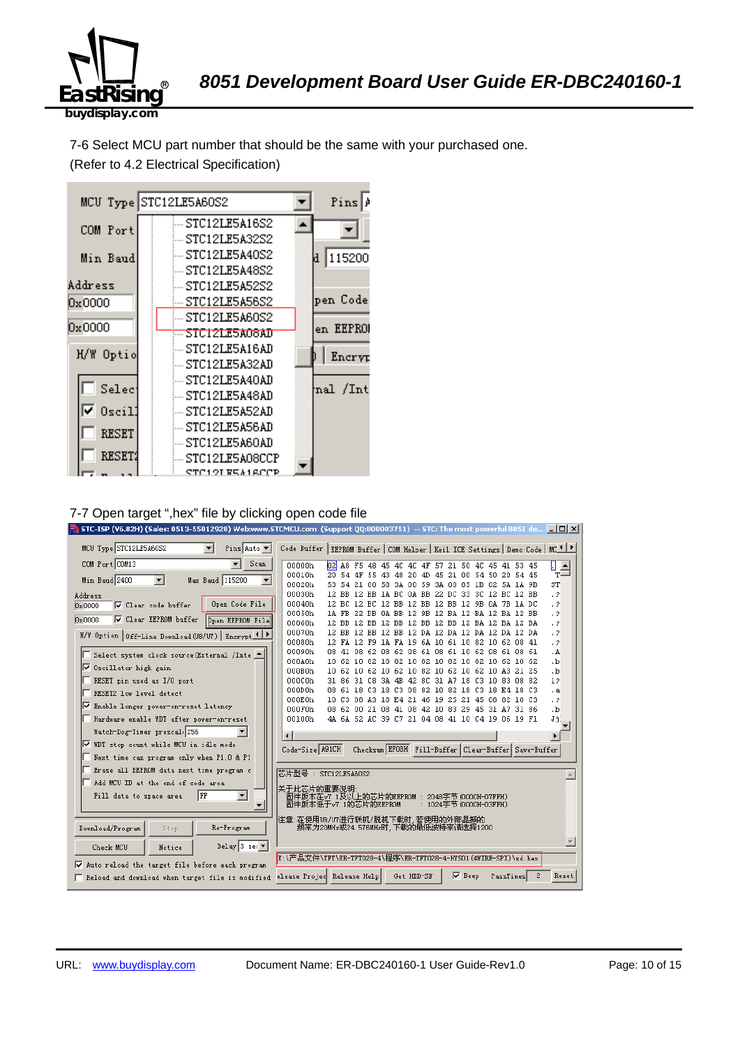7-6 Select MCU part number that should be the same with your purchased one.
(Refer to 4.2 Electrical Specification)

7-7 Open target ",hex" file by clicking open code file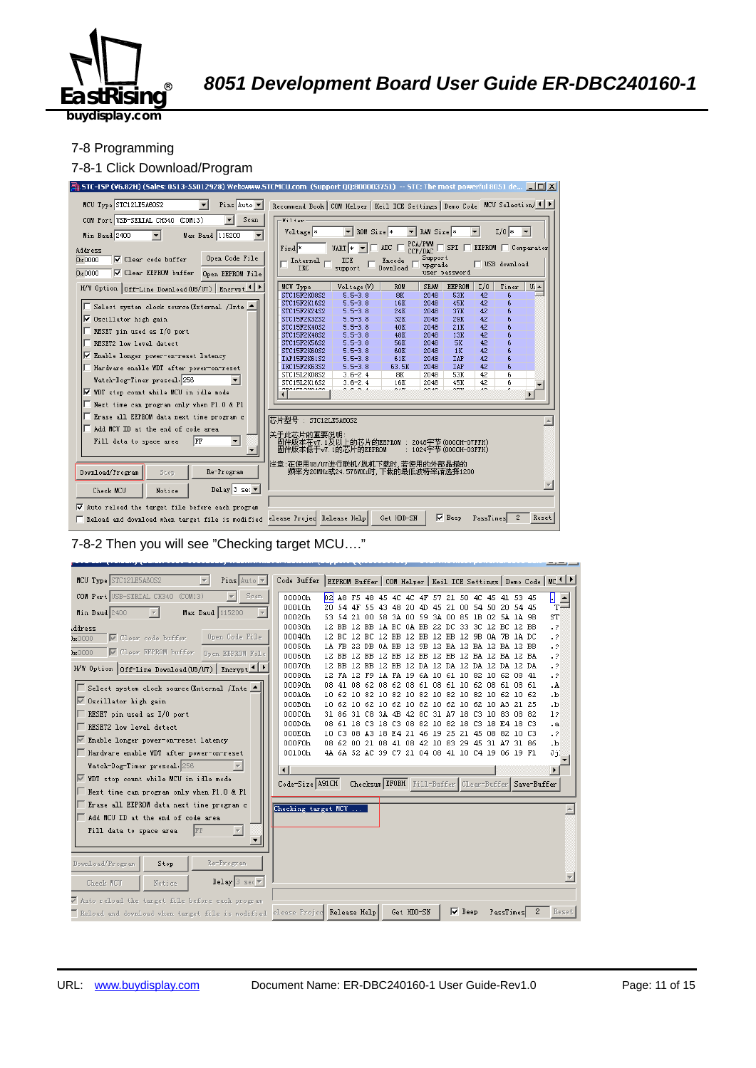7-8 Programming

7-8-1 Click Download/Program

7-8-2 Then you will see "Checking target MCU…."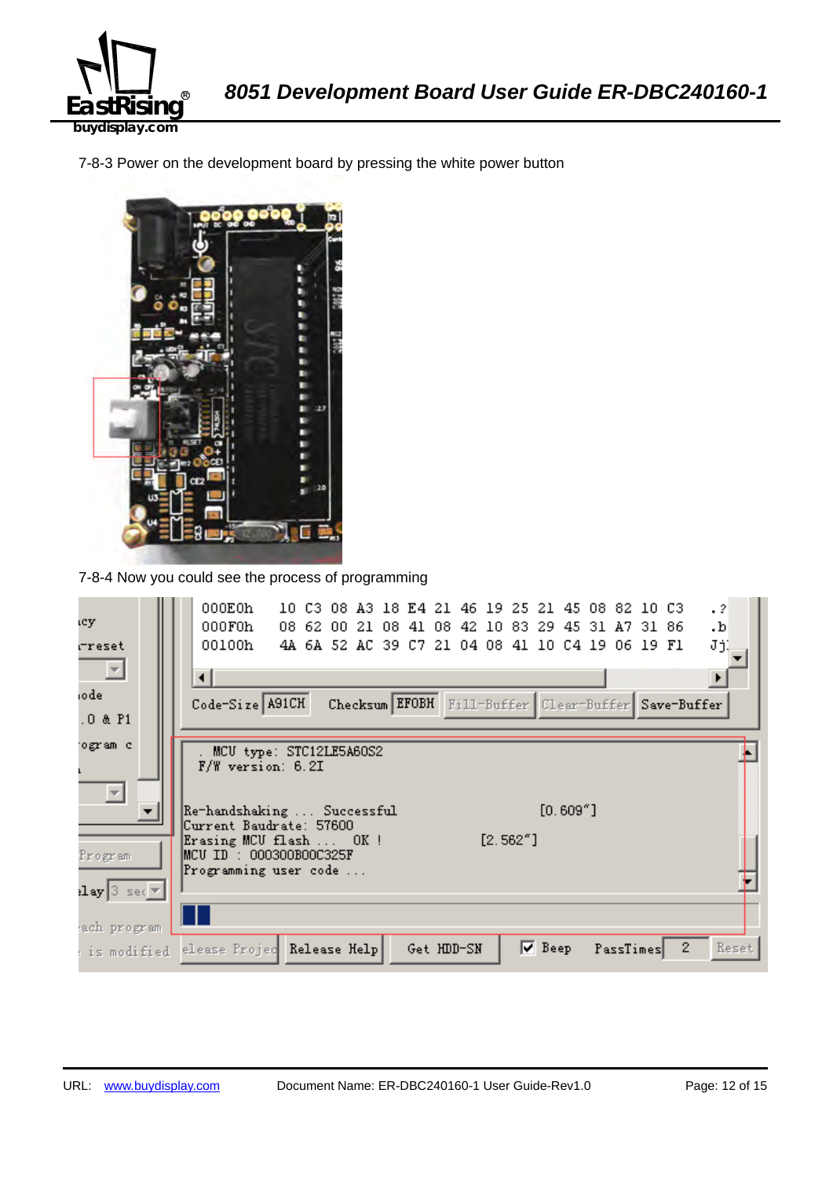7-8-3 Power on the development board by pressing the white power button

7-8-4 Now you could see the process of programming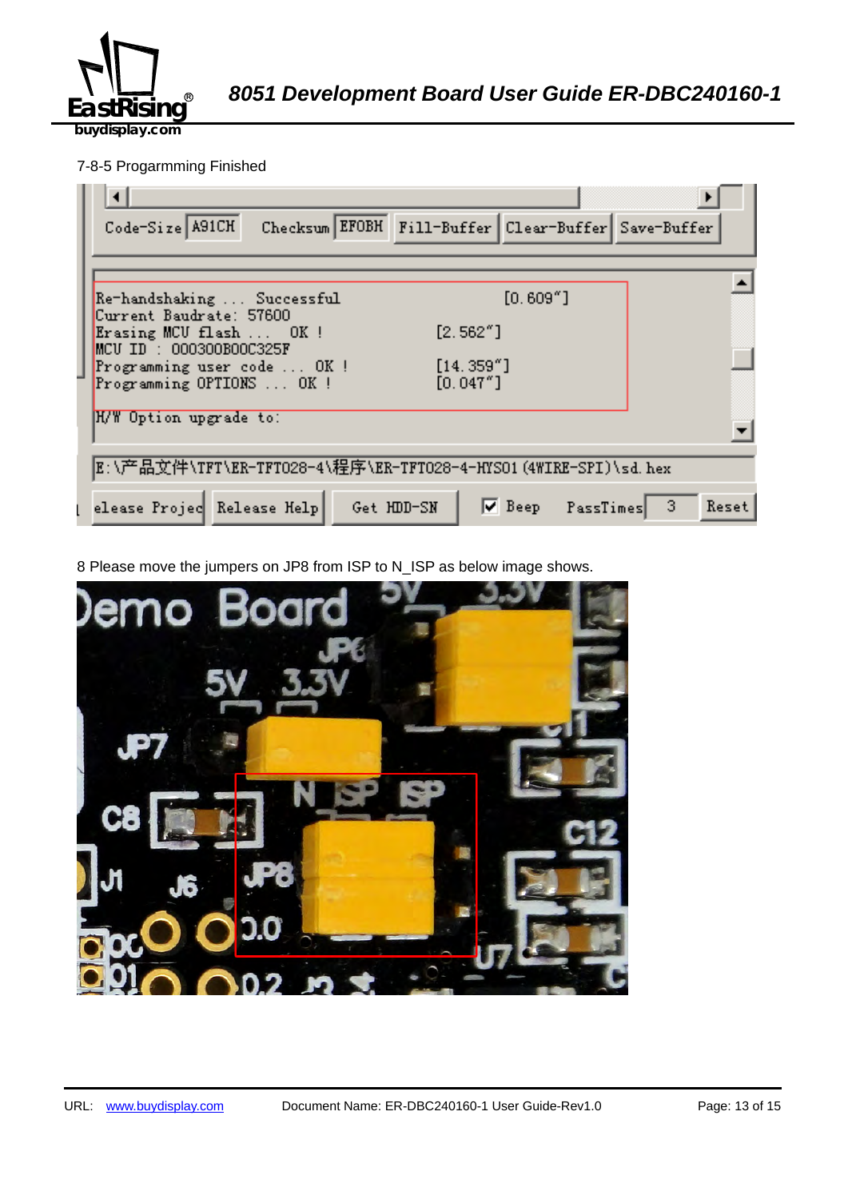7-8-5 Progarmming Finished

8 Please move the jumpers on JP8 from ISP to N_ISP as below image shows.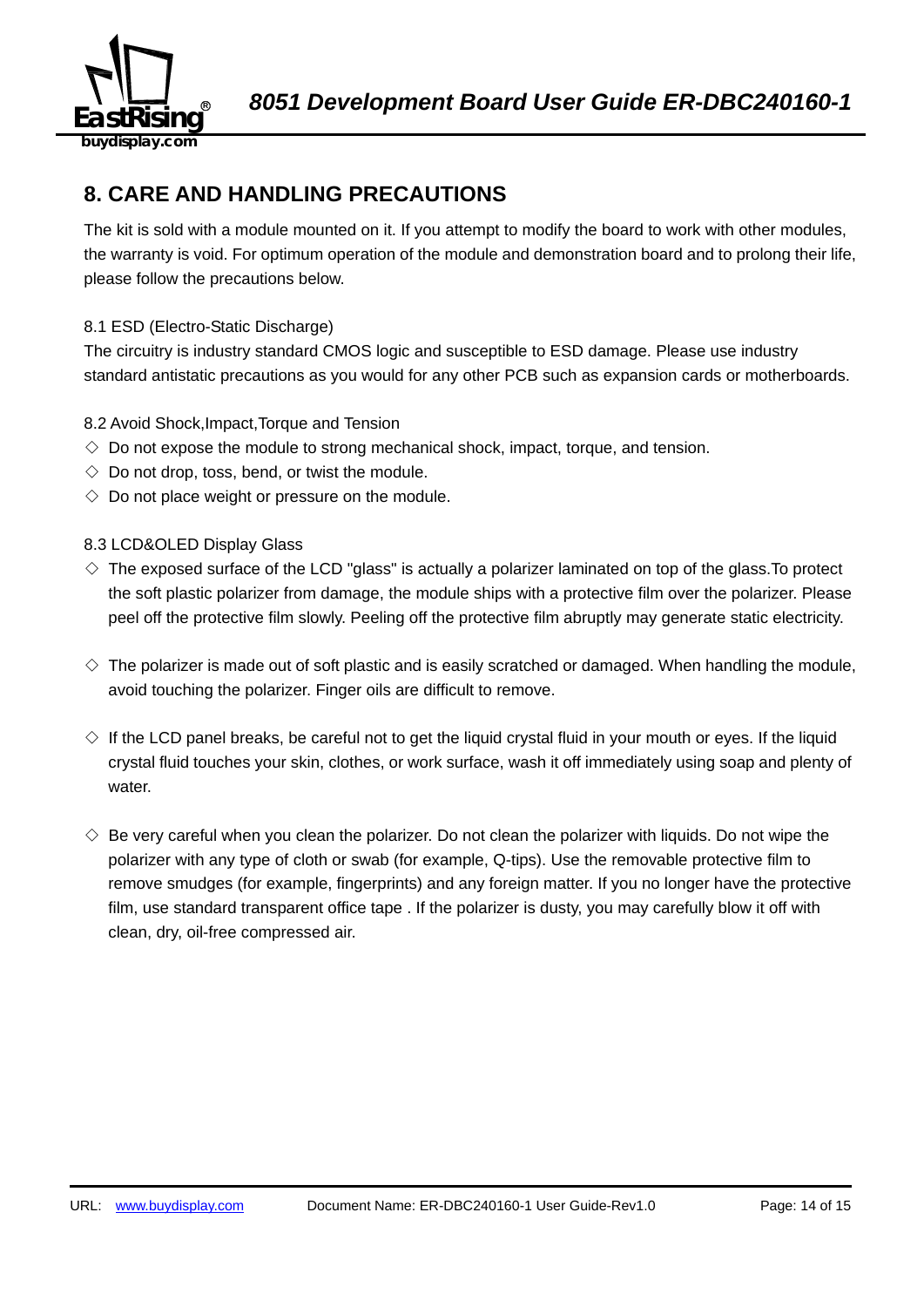## 8. CARE AND HANDLING PRECAUTIONS

The kit is sold with a module mounted on it. If you attempt to modify the board to work with other modules, the warranty is void. For optimum operation of the module and demonstration board and to prolong their life, please follow the precautions below.

8.1 ESD (Electro-Static Discharge)

The circuitry is industry standard CMOS logic and susceptible to ESD damage. Please use industry standard antistatic precautions as you would for any other PCB such as expansion cards or motherboards.

8.2 Avoid Shock,Impact,Torque and Tension

- ◇ Do not expose the module to strong mechanical shock, impact, torque, and tension.
- ◇ Do not drop, toss, bend, or twist the module.
- ◇ Do not place weight or pressure on the module.

8.3 LCD&OLED Display Glass

- ◇ The exposed surface of the LCD "glass" is actually a polarizer laminated on top of the glass.To protect the soft plastic polarizer from damage, the module ships with a protective film over the polarizer. Please peel off the protective film slowly. Peeling off the protective film abruptly may generate static electricity.

- ◇ The polarizer is made out of soft plastic and is easily scratched or damaged. When handling the module, avoid touching the polarizer. Finger oils are difficult to remove.

- ◇ If the LCD panel breaks, be careful not to get the liquid crystal fluid in your mouth or eyes. If the liquid crystal fluid touches your skin, clothes, or work surface, wash it off immediately using soap and plenty of water.

- ◇ Be very careful when you clean the polarizer. Do not clean the polarizer with liquids. Do not wipe the polarizer with any type of cloth or swab (for example, Q-tips). Use the removable protective film to remove smudges (for example, fingerprints) and any foreign matter. If you no longer have the protective film, use standard transparent office tape . If the polarizer is dusty, you may carefully blow it off with clean, dry, oil-free compressed air.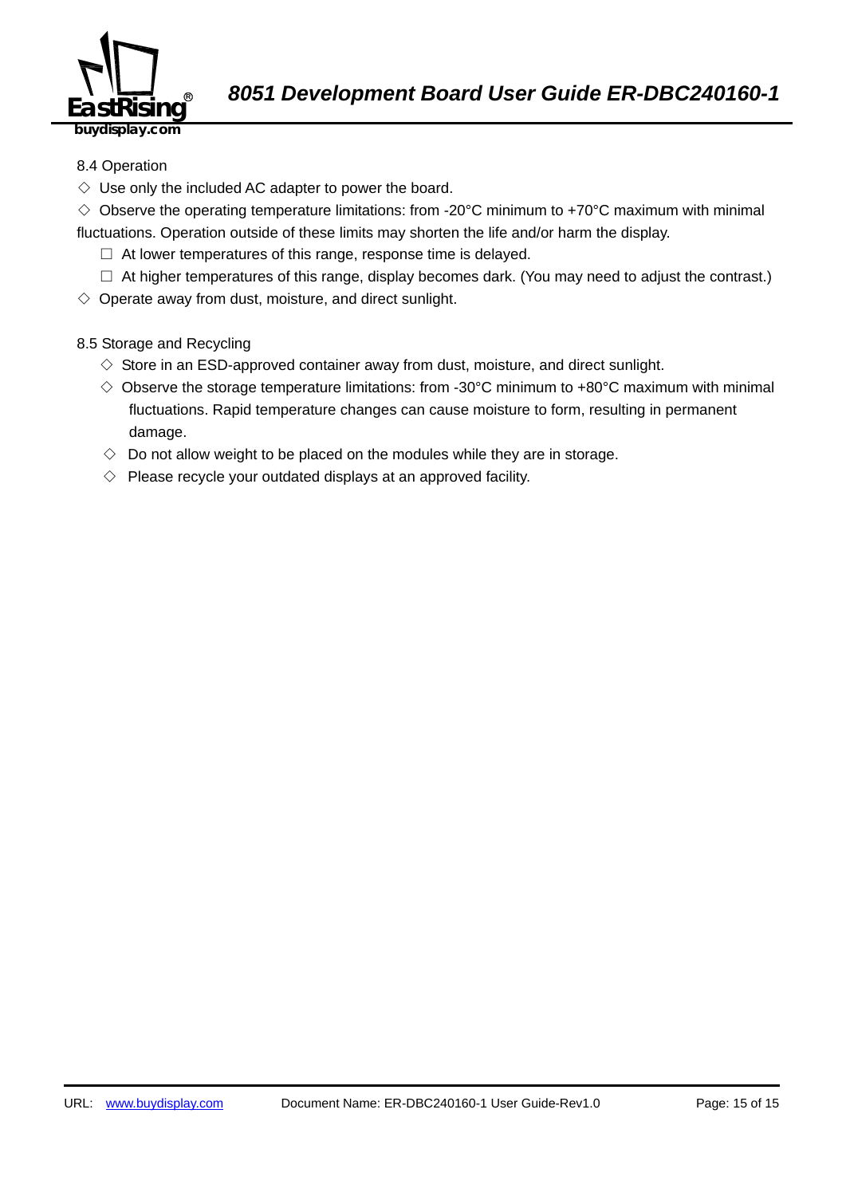8.4 Operation

◇ Use only the included AC adapter to power the board.

◇ Observe the operating temperature limitations: from -20°C minimum to +70°C maximum with minimal fluctuations. Operation outside of these limits may shorten the life and/or harm the display.

- □ At lower temperatures of this range, response time is delayed.
- □ At higher temperatures of this range, display becomes dark. (You may need to adjust the contrast.)

◇ Operate away from dust, moisture, and direct sunlight.

8.5 Storage and Recycling

- ◇ Store in an ESD-approved container away from dust, moisture, and direct sunlight.
- ◇ Observe the storage temperature limitations: from -30°C minimum to +80°C maximum with minimal fluctuations. Rapid temperature changes can cause moisture to form, resulting in permanent damage.
- ◇ Do not allow weight to be placed on the modules while they are in storage.
- ◇ Please recycle your outdated displays at an approved facility.